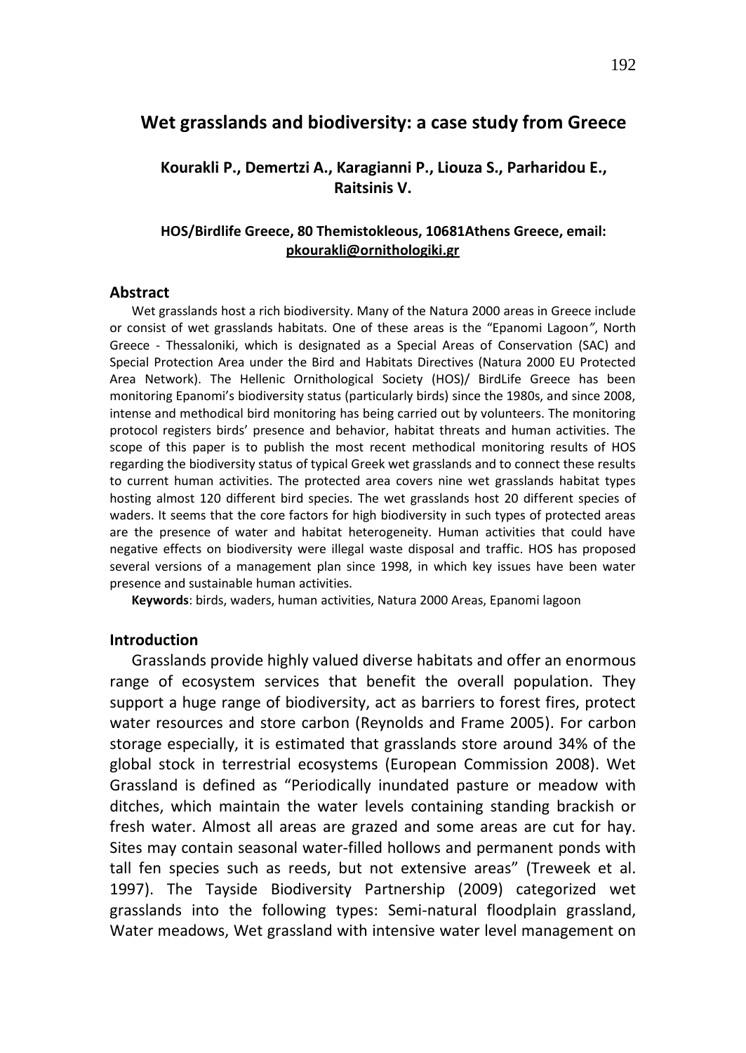# Wet grasslands and biodiversity: a case study from Greece

**Kourakli P., Demertzi A., Karagianni P., Liouza S., Parharidou E., Raitsinis V.**

**HOS/Birdlife Greece, 80 Themistokleous, 10681Athens Greece, email: pkourakli@ornithologiki.gr**

## Abstract

Wet grasslands host a rich biodiversity. Many of the Natura 2000 areas in Greece include or consist of wet grasslands habitats. One of these areas is the "Epanomi Lagoon", North Greece - Thessaloniki, which is designated as a Special Areas of Conservation (SAC) and Special Protection Area under the Bird and Habitats Directives (Natura 2000 EU Protected Area Network). The Hellenic Ornithological Society (HOS)/ BirdLife Greece has been monitoring Epanomi's biodiversity status (particularly birds) since the 1980s, and since 2008, intense and methodical bird monitoring has being carried out by volunteers. The monitoring protocol registers birds' presence and behavior, habitat threats and human activities. The scope of this paper is to publish the most recent methodical monitoring results of HOS regarding the biodiversity status of typical Greek wet grasslands and to connect these results to current human activities. The protected area covers nine wet grasslands habitat types hosting almost 120 different bird species. The wet grasslands host 20 different species of waders. It seems that the core factors for high biodiversity in such types of protected areas are the presence of water and habitat heterogeneity. Human activities that could have negative effects on biodiversity were illegal waste disposal and traffic. HOS has proposed several versions of a management plan since 1998, in which key issues have been water presence and sustainable human activities.

**Keywords**: birds, waders, human activities, Natura 2000 Areas, Epanomi lagoon

## Introduction

Grasslands provide highly valued diverse habitats and offer an enormous range of ecosystem services that benefit the overall population. They support a huge range of biodiversity, act as barriers to forest fires, protect water resources and store carbon (Reynolds and Frame 2005). For carbon storage especially, it is estimated that grasslands store around 34% of the global stock in terrestrial ecosystems (European Commission 2008). Wet Grassland is defined as "Periodically inundated pasture or meadow with ditches, which maintain the water levels containing standing brackish or fresh water. Almost all areas are grazed and some areas are cut for hay. Sites may contain seasonal water-filled hollows and permanent ponds with tall fen species such as reeds, but not extensive areas" (Treweek et al. 1997). The Tayside Biodiversity Partnership (2009) categorized wet grasslands into the following types: Semi-natural floodplain grassland, Water meadows, Wet grassland with intensive water level management on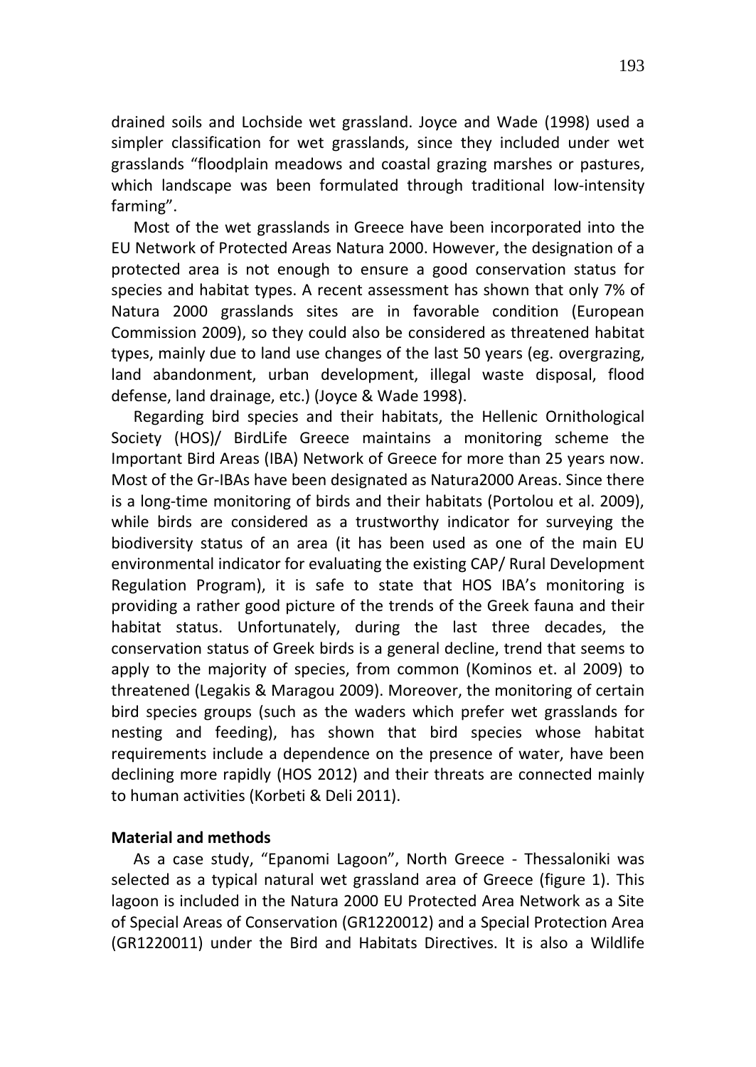drained soils and Lochside wet grassland. Joyce and Wade (1998) used a simpler classification for wet grasslands, since they included under wet grasslands "floodplain meadows and coastal grazing marshes or pastures, which landscape was been formulated through traditional low-intensity farming".

Most of the wet grasslands in Greece have been incorporated into the EU Network of Protected Areas Natura 2000. However, the designation of a protected area is not enough to ensure a good conservation status for species and habitat types. A recent assessment has shown that only 7% of Natura 2000 grasslands sites are in favorable condition (European Commission 2009), so they could also be considered as threatened habitat types, mainly due to land use changes of the last 50 years (eg. overgrazing, land abandonment, urban development, illegal waste disposal, flood defense, land drainage, etc.) (Joyce & Wade 1998).

Regarding bird species and their habitats, the Hellenic Ornithological Society (HOS)/ BirdLife Greece maintains a monitoring scheme the Important Bird Areas (IBA) Network of Greece for more than 25 years now. Most of the Gr-IBAs have been designated as Natura2000 Areas. Since there is a long-time monitoring of birds and their habitats (Portolou et al. 2009), while birds are considered as a trustworthy indicator for surveying the biodiversity status of an area (it has been used as one of the main EU environmental indicator for evaluating the existing CAP/ Rural Development Regulation Program), it is safe to state that HOS IBA's monitoring is providing a rather good picture of the trends of the Greek fauna and their habitat status. Unfortunately, during the last three decades, the conservation status of Greek birds is a general decline, trend that seems to apply to the majority of species, from common (Kominos et. al 2009) to threatened (Legakis & Maragou 2009). Moreover, the monitoring of certain bird species groups (such as the waders which prefer wet grasslands for nesting and feeding), has shown that bird species whose habitat requirements include a dependence on the presence of water, have been declining more rapidly (HOS 2012) and their threats are connected mainly to human activities (Korbeti & Deli 2011).

**Material and methods**

As a case study, "Epanomi Lagoon", North Greece - Thessaloniki was selected as a typical natural wet grassland area of Greece (figure 1). This lagoon is included in the Natura 2000 EU Protected Area Network as a Site of Special Areas of Conservation (GR1220012) and a Special Protection Area (GR1220011) under the Bird and Habitats Directives. It is also a Wildlife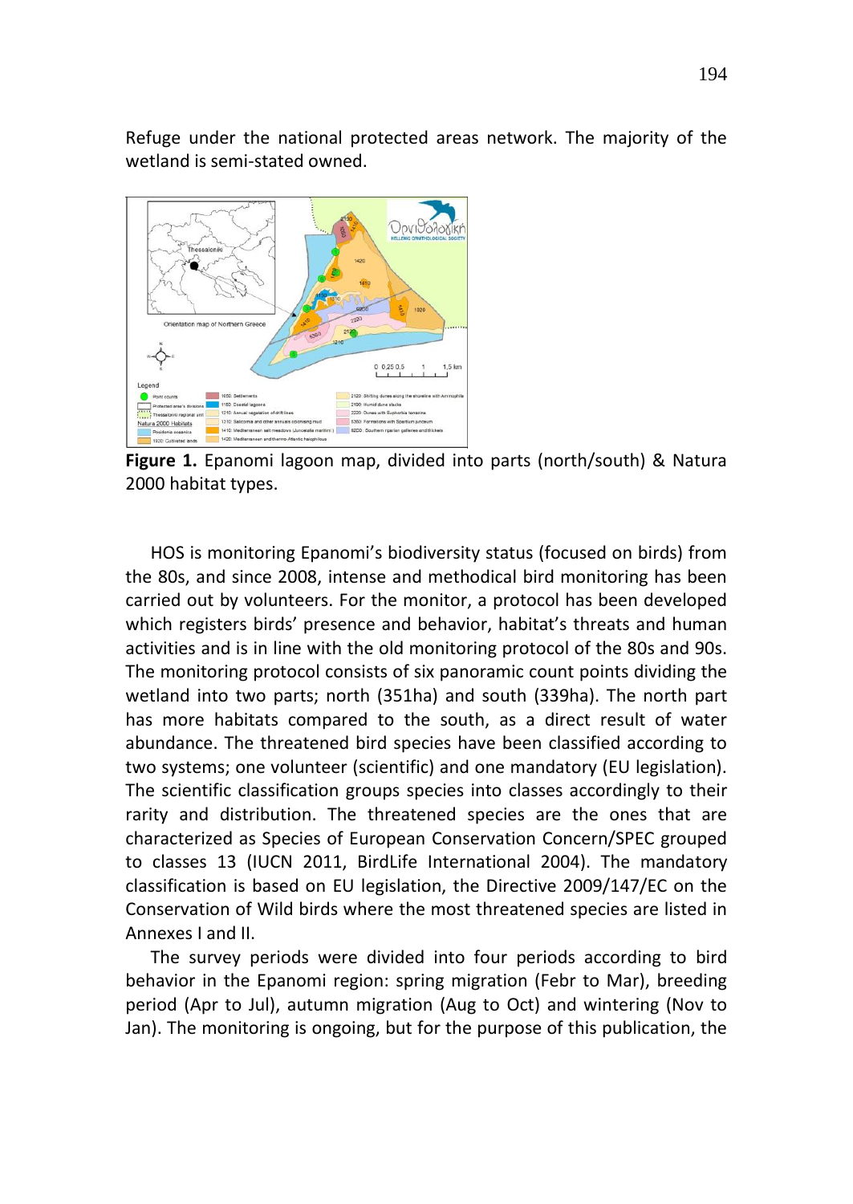Refuge under the national protected areas network. The majority of the wetland is semi-stated owned.

**Figure 1.** Epanomi lagoon map, divided into parts (north/south) & Natura 2000 habitat types.

HOS is monitoring Epanomi's biodiversity status (focused on birds) from the 80s, and since 2008, intense and methodical bird monitoring has been carried out by volunteers. For the monitor, a protocol has been developed which registers birds' presence and behavior, habitat's threats and human activities and is in line with the old monitoring protocol of the 80s and 90s. The monitoring protocol consists of six panoramic count points dividing the wetland into two parts; north (351ha) and south (339ha). The north part has more habitats compared to the south, as a direct result of water abundance. The threatened bird species have been classified according to two systems; one volunteer (scientific) and one mandatory (EU legislation). The scientific classification groups species into classes accordingly to their rarity and distribution. The threatened species are the ones that are characterized as Species of European Conservation Concern/SPEC grouped to classes 13 (IUCN 2011, BirdLife International 2004). The mandatory classification is based on EU legislation, the Directive 2009/147/EC on the Conservation of Wild birds where the most threatened species are listed in Annexes I and II.

The survey periods were divided into four periods according to bird behavior in the Epanomi region: spring migration (Febr to Mar), breeding period (Apr to Jul), autumn migration (Aug to Oct) and wintering (Nov to Jan). The monitoring is ongoing, but for the purpose of this publication, the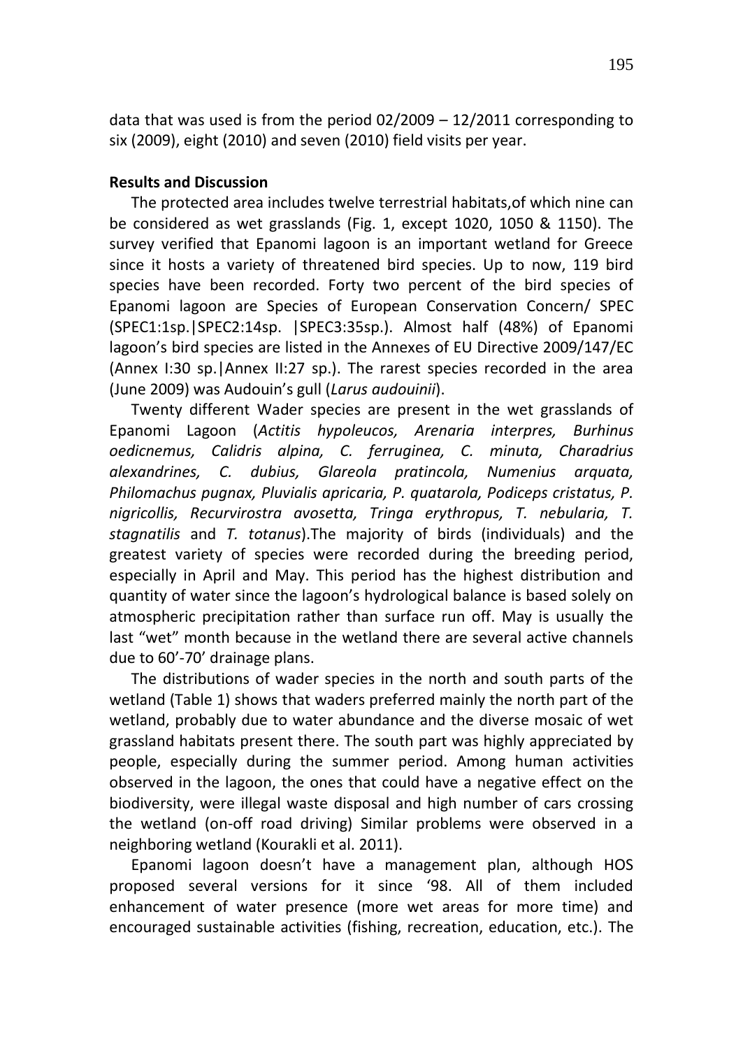data that was used is from the period 02/2009 – 12/2011 corresponding to six (2009), eight (2010) and seven (2010) field visits per year.

**Results and Discussion**

The protected area includes twelve terrestrial habitats,of which nine can be considered as wet grasslands (Fig. 1, except 1020, 1050 & 1150). The survey verified that Epanomi lagoon is an important wetland for Greece since it hosts a variety of threatened bird species. Up to now, 119 bird species have been recorded. Forty two percent of the bird species of Epanomi lagoon are Species of European Conservation Concern/ SPEC (SPEC1:1sp.|SPEC2:14sp. |SPEC3:35sp.). Almost half (48%) of Epanomi lagoon's bird species are listed in the Annexes of EU Directive 2009/147/EC (Annex I:30 sp.|Annex II:27 sp.). The rarest species recorded in the area (June 2009) was Audouin's gull (*Larus audouinii*).

Twenty different Wader species are present in the wet grasslands of Epanomi Lagoon (*Actitis hypoleucos, Arenaria interpres, Burhinus oedicnemus, Calidris alpina, C. ferruginea, C. minuta, Charadrius alexandrines, C. dubius, Glareola pratincola, Numenius arquata, Philomachus pugnax, Pluvialis apricaria, P. quatarola, Podiceps cristatus, P. nigricollis, Recurvirostra avosetta, Tringa erythropus, T. nebularia, T. stagnatilis* and *T. totanus*).The majority of birds (individuals) and the greatest variety of species were recorded during the breeding period, especially in April and May. This period has the highest distribution and quantity of water since the lagoon's hydrological balance is based solely on atmospheric precipitation rather than surface run off. May is usually the last "wet" month because in the wetland there are several active channels due to 60'-70' drainage plans.

The distributions of wader species in the north and south parts of the wetland (Table 1) shows that waders preferred mainly the north part of the wetland, probably due to water abundance and the diverse mosaic of wet grassland habitats present there. The south part was highly appreciated by people, especially during the summer period. Among human activities observed in the lagoon, the ones that could have a negative effect on the biodiversity, were illegal waste disposal and high number of cars crossing the wetland (on-off road driving) Similar problems were observed in a neighboring wetland (Kourakli et al. 2011).

Epanomi lagoon doesn't have a management plan, although HOS proposed several versions for it since '98. All of them included enhancement of water presence (more wet areas for more time) and encouraged sustainable activities (fishing, recreation, education, etc.). The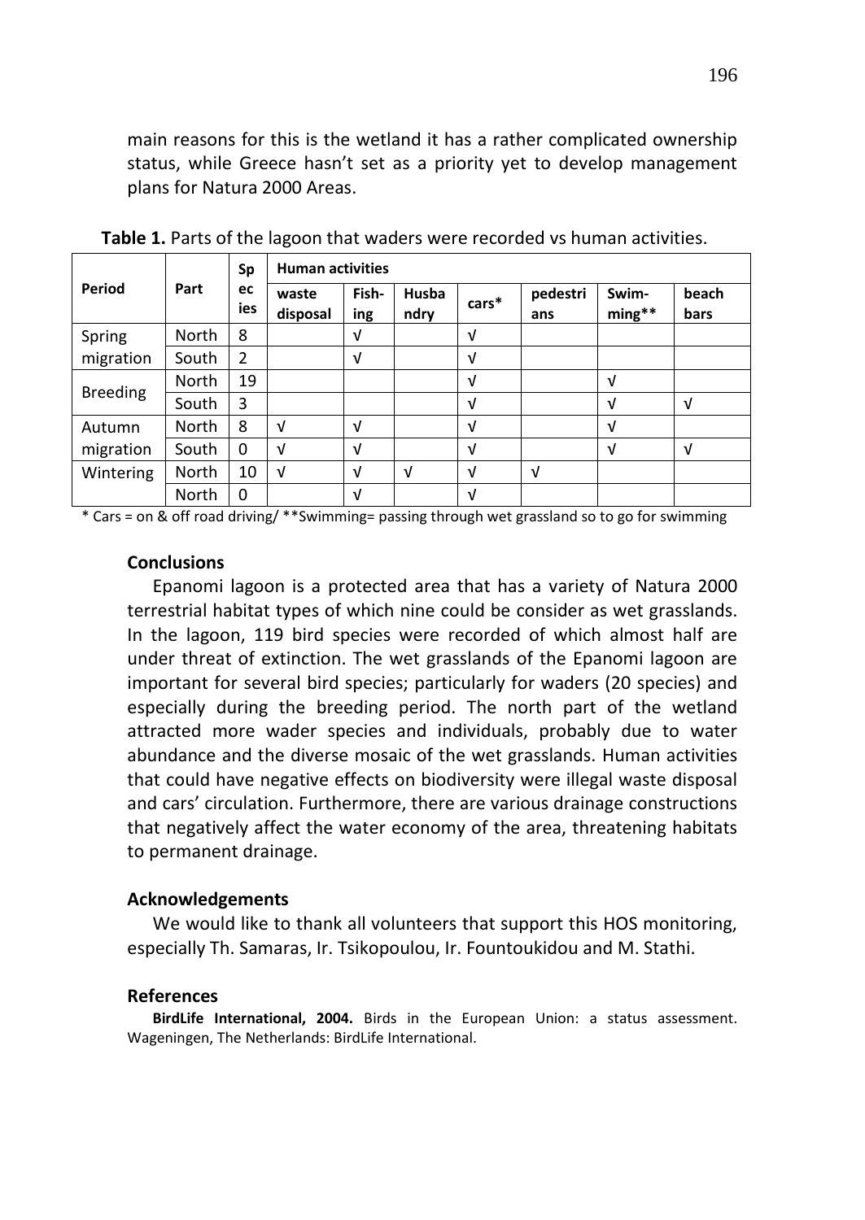main reasons for this is the wetland it has a rather complicated ownership status, while Greece hasn't set as a priority yet to develop management plans for Natura 2000 Areas.

**Table 1.** Parts of the lagoon that waders were recorded vs human activities.

| Period | Part | Species | Human activities | | | | | | |
|---|---|---|---|---|---|---|---|---|---|
| | | | waste disposal | Fish-ing | Husbandry | cars* | pedestrians | Swim-ming** | beach bars |
| Spring migration | North | 8 | | √ | | √ | | | |
| | South | 2 | | √ | | √ | | | |
| Breeding | North | 19 | | | | √ | | √ | |
| | South | 3 | | | | √ | | √ | √ |
| Autumn migration | North | 8 | √ | √ | | √ | | √ | |
| | South | 0 | √ | √ | | √ | | √ | √ |
| Wintering | North | 10 | √ | √ | √ | √ | √ | | |
| | North | 0 | | √ | | √ | | | |

* Cars = on & off road driving/ **Swimming= passing through wet grassland so to go for swimming

### Conclusions

Epanomi lagoon is a protected area that has a variety of Natura 2000 terrestrial habitat types of which nine could be consider as wet grasslands. In the lagoon, 119 bird species were recorded of which almost half are under threat of extinction. The wet grasslands of the Epanomi lagoon are important for several bird species; particularly for waders (20 species) and especially during the breeding period. The north part of the wetland attracted more wader species and individuals, probably due to water abundance and the diverse mosaic of the wet grasslands. Human activities that could have negative effects on biodiversity were illegal waste disposal and cars' circulation. Furthermore, there are various drainage constructions that negatively affect the water economy of the area, threatening habitats to permanent drainage.

### Acknowledgements

We would like to thank all volunteers that support this HOS monitoring, especially Th. Samaras, Ir. Tsikopoulou, Ir. Fountoukidou and M. Stathi.

### References

**BirdLife International, 2004.** Birds in the European Union: a status assessment. Wageningen, The Netherlands: BirdLife International.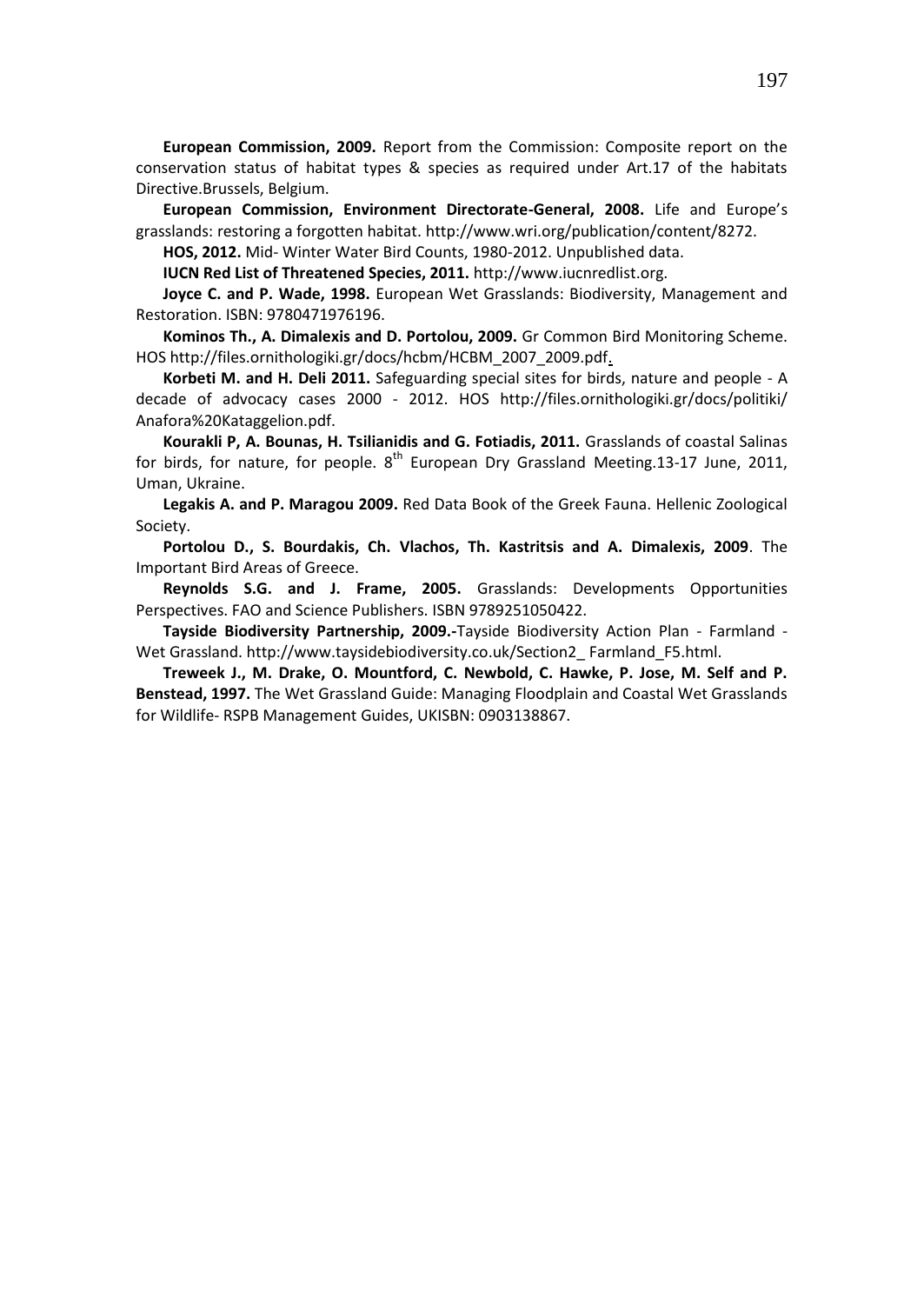**European Commission, 2009.** Report from the Commission: Composite report on the conservation status of habitat types & species as required under Art.17 of the habitats Directive.Brussels, Belgium.

**European Commission, Environment Directorate-General, 2008.** Life and Europe's grasslands: restoring a forgotten habitat. http://www.wri.org/publication/content/8272.

**HOS, 2012.** Mid- Winter Water Bird Counts, 1980-2012. Unpublished data.

**IUCN Red List of Threatened Species, 2011.** http://www.iucnredlist.org.

**Joyce C. and P. Wade, 1998.** European Wet Grasslands: Biodiversity, Management and Restoration. ISBN: 9780471976196.

**Kominos Th., A. Dimalexis and D. Portolou, 2009.** Gr Common Bird Monitoring Scheme. HOS http://files.ornithologiki.gr/docs/hcbm/HCBM_2007_2009.pdf.

**Korbeti M. and H. Deli 2011.** Safeguarding special sites for birds, nature and people - A decade of advocacy cases 2000 - 2012. HOS http://files.ornithologiki.gr/docs/politiki/Anafora%20Kataggelion.pdf.

**Kourakli P, A. Bounas, H. Tsilianidis and G. Fotiadis, 2011.** Grasslands of coastal Salinas for birds, for nature, for people. 8th European Dry Grassland Meeting.13-17 June, 2011, Uman, Ukraine.

**Legakis A. and P. Maragou 2009.** Red Data Book of the Greek Fauna. Hellenic Zoological Society.

**Portolou D., S. Bourdakis, Ch. Vlachos, Th. Kastritsis and A. Dimalexis, 2009**. The Important Bird Areas of Greece.

**Reynolds S.G. and J. Frame, 2005.** Grasslands: Developments Opportunities Perspectives. FAO and Science Publishers. ISBN 9789251050422.

**Tayside Biodiversity Partnership, 2009.-**Tayside Biodiversity Action Plan - Farmland - Wet Grassland. http://www.taysidebiodiversity.co.uk/Section2_ Farmland_F5.html.

**Treweek J., M. Drake, O. Mountford, C. Newbold, C. Hawke, P. Jose, M. Self and P. Benstead, 1997.** The Wet Grassland Guide: Managing Floodplain and Coastal Wet Grasslands for Wildlife- RSPB Management Guides, UKISBN: 0903138867.